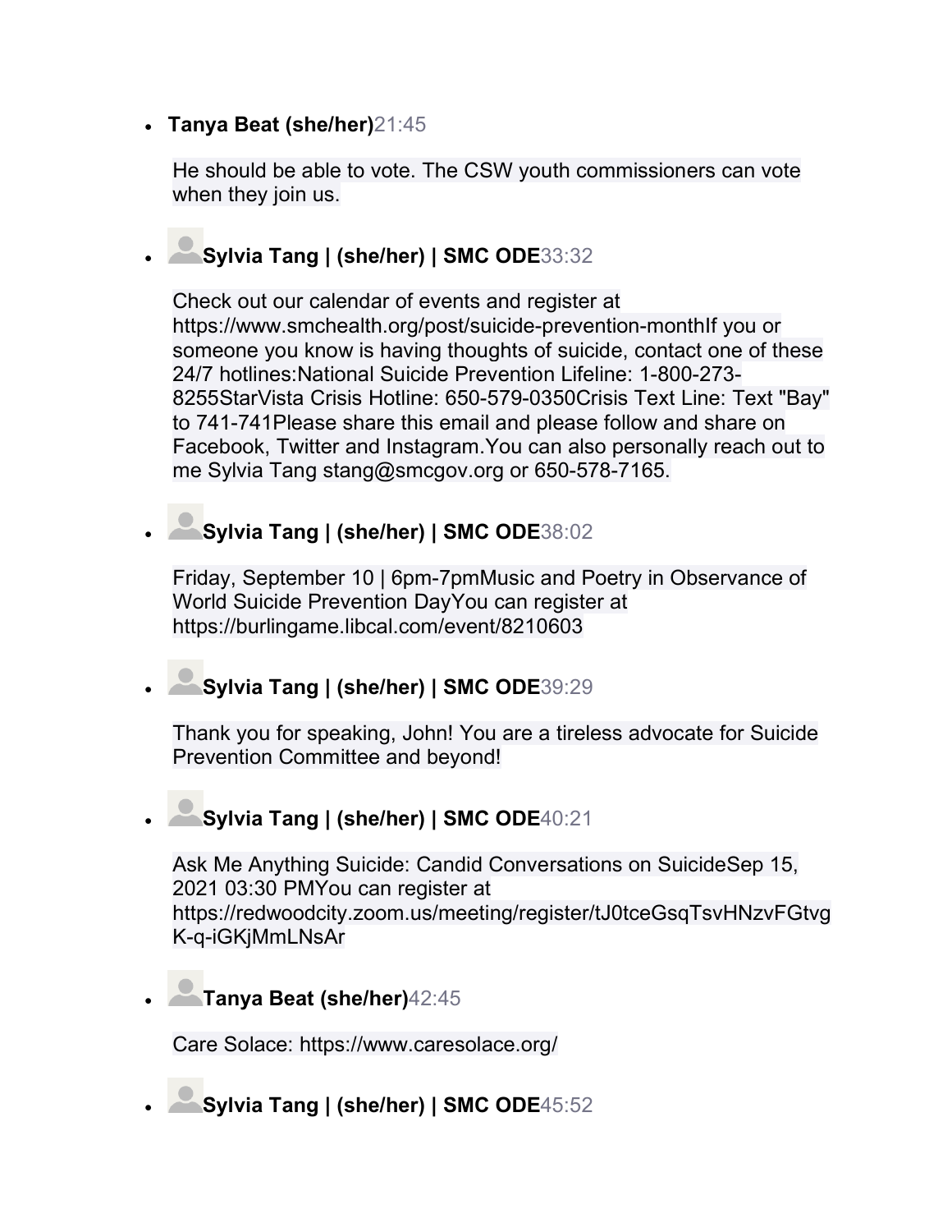- **Tanya Beat (she/her)**21:45

  He should be able to vote. The CSW youth commissioners can vote when they join us.

- **Sylvia Tang | (she/her) | SMC ODE**33:32

  Check out our calendar of events and register at https://www.smchealth.org/post/suicide-prevention-monthIf you or someone you know is having thoughts of suicide, contact one of these 24/7 hotlines:National Suicide Prevention Lifeline: 1-800-273-8255StarVista Crisis Hotline: 650-579-0350Crisis Text Line: Text "Bay" to 741-741Please share this email and please follow and share on Facebook, Twitter and Instagram.You can also personally reach out to me Sylvia Tang stang@smcgov.org or 650-578-7165.

- **Sylvia Tang | (she/her) | SMC ODE**38:02

  Friday, September 10 | 6pm-7pmMusic and Poetry in Observance of World Suicide Prevention DayYou can register at https://burlingame.libcal.com/event/8210603

- **Sylvia Tang | (she/her) | SMC ODE**39:29

  Thank you for speaking, John! You are a tireless advocate for Suicide Prevention Committee and beyond!

- **Sylvia Tang | (she/her) | SMC ODE**40:21

  Ask Me Anything Suicide: Candid Conversations on SuicideSep 15, 2021 03:30 PMYou can register at https://redwoodcity.zoom.us/meeting/register/tJ0tceGsqTsvHNzvFGtvgK-q-iGKjMmLNsAr

- **Tanya Beat (she/her)**42:45

  Care Solace: https://www.caresolace.org/

- **Sylvia Tang | (she/her) | SMC ODE**45:52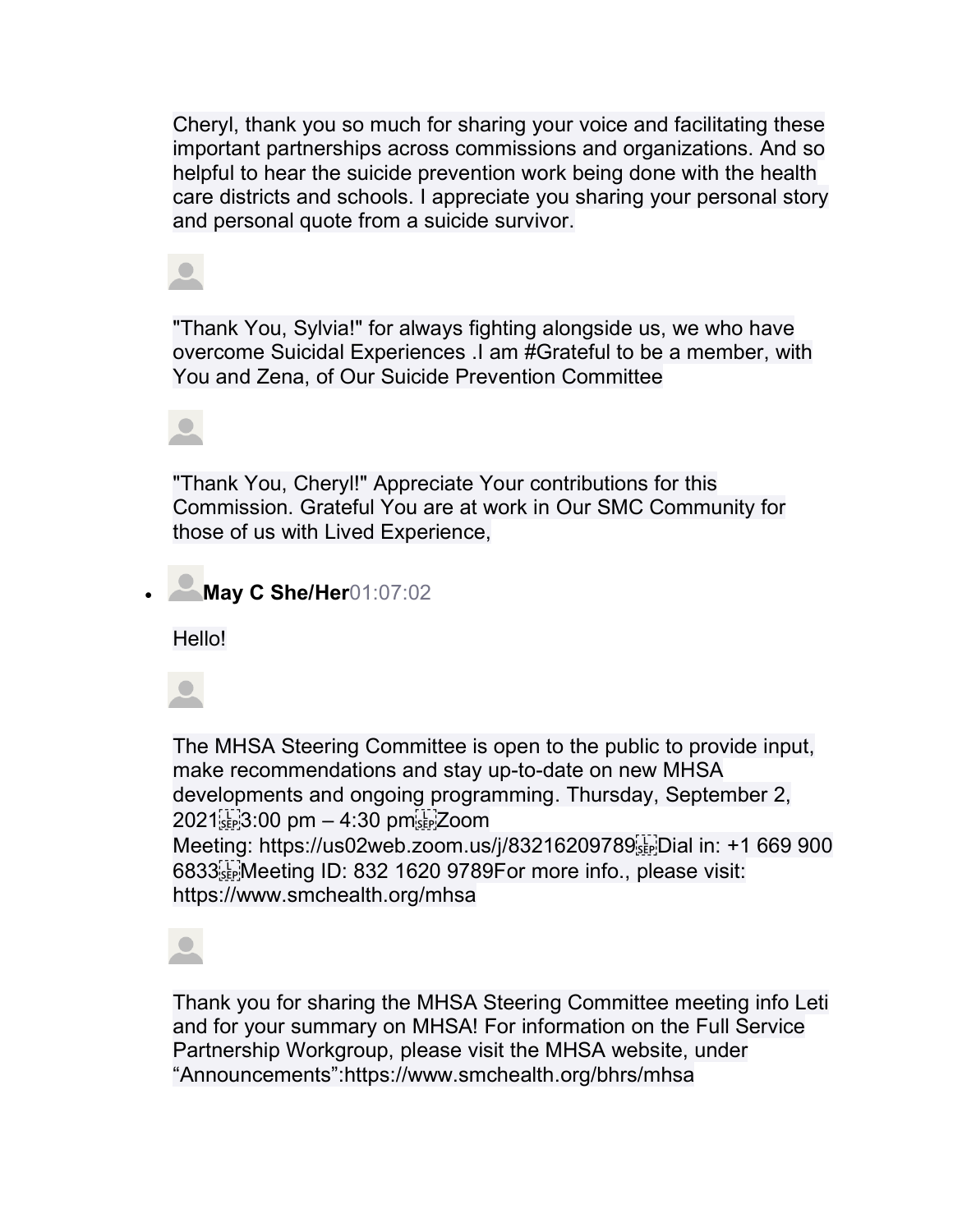Cheryl, thank you so much for sharing your voice and facilitating these important partnerships across commissions and organizations. And so helpful to hear the suicide prevention work being done with the health care districts and schools. I appreciate you sharing your personal story and personal quote from a suicide survivor.

"Thank You, Sylvia!" for always fighting alongside us, we who have overcome Suicidal Experiences .I am #Grateful to be a member, with You and Zena, of Our Suicide Prevention Committee

"Thank You, Cheryl!" Appreciate Your contributions for this Commission. Grateful You are at work in Our SMC Community for those of us with Lived Experience,

- **May C She/Her**01:07:02

Hello!

The MHSA Steering Committee is open to the public to provide input, make recommendations and stay up-to-date on new MHSA developments and ongoing programming. Thursday, September 2, 2021 3:00 pm – 4:30 pm Zoom Meeting: https://us02web.zoom.us/j/83216209789 Dial in: +1 669 900 6833 Meeting ID: 832 1620 9789For more info., please visit: https://www.smchealth.org/mhsa

Thank you for sharing the MHSA Steering Committee meeting info Leti and for your summary on MHSA! For information on the Full Service Partnership Workgroup, please visit the MHSA website, under "Announcements":https://www.smchealth.org/bhrs/mhsa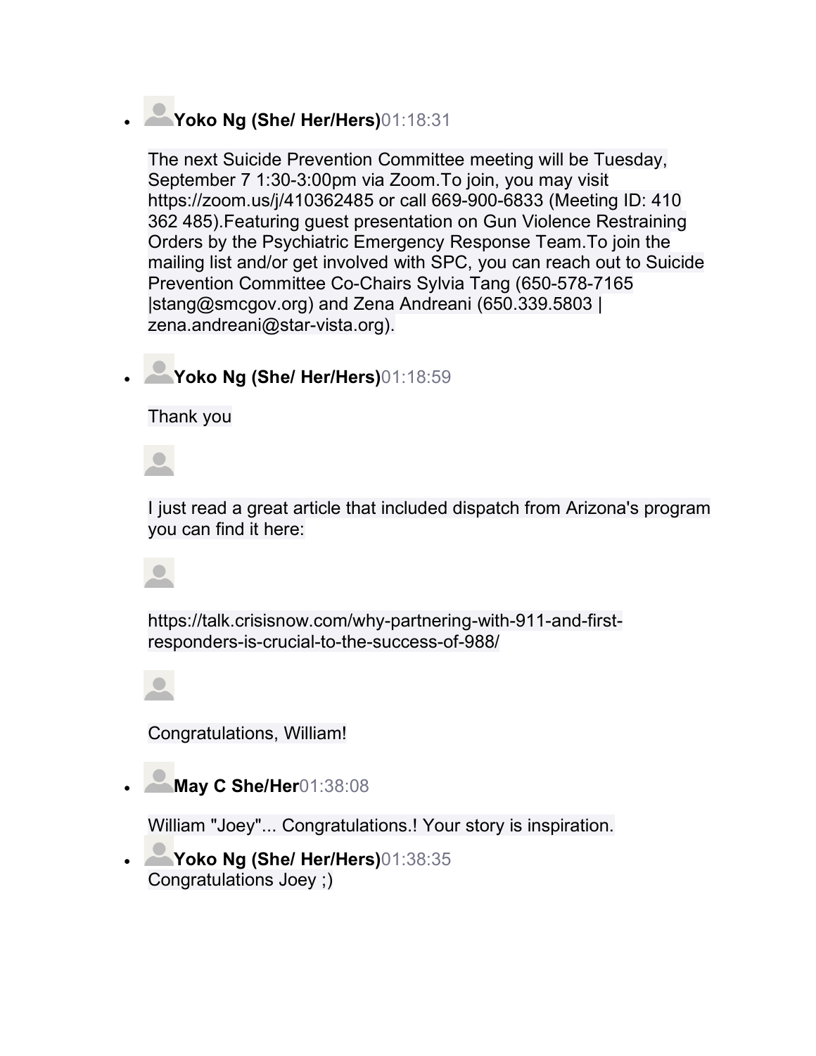- **Yoko Ng (She/ Her/Hers)** 01:18:31

  The next Suicide Prevention Committee meeting will be Tuesday, September 7 1:30-3:00pm via Zoom.To join, you may visit https://zoom.us/j/410362485 or call 669-900-6833 (Meeting ID: 410 362 485).Featuring guest presentation on Gun Violence Restraining Orders by the Psychiatric Emergency Response Team.To join the mailing list and/or get involved with SPC, you can reach out to Suicide Prevention Committee Co-Chairs Sylvia Tang (650-578-7165 |stang@smcgov.org) and Zena Andreani (650.339.5803 | zena.andreani@star-vista.org).

- **Yoko Ng (She/ Her/Hers)** 01:18:59

  Thank you

  I just read a great article that included dispatch from Arizona's program you can find it here:

  https://talk.crisisnow.com/why-partnering-with-911-and-first-responders-is-crucial-to-the-success-of-988/

  Congratulations, William!

- **May C She/Her** 01:38:08

  William "Joey"... Congratulations.! Your story is inspiration.

- **Yoko Ng (She/ Her/Hers)** 01:38:35
  Congratulations Joey ;)